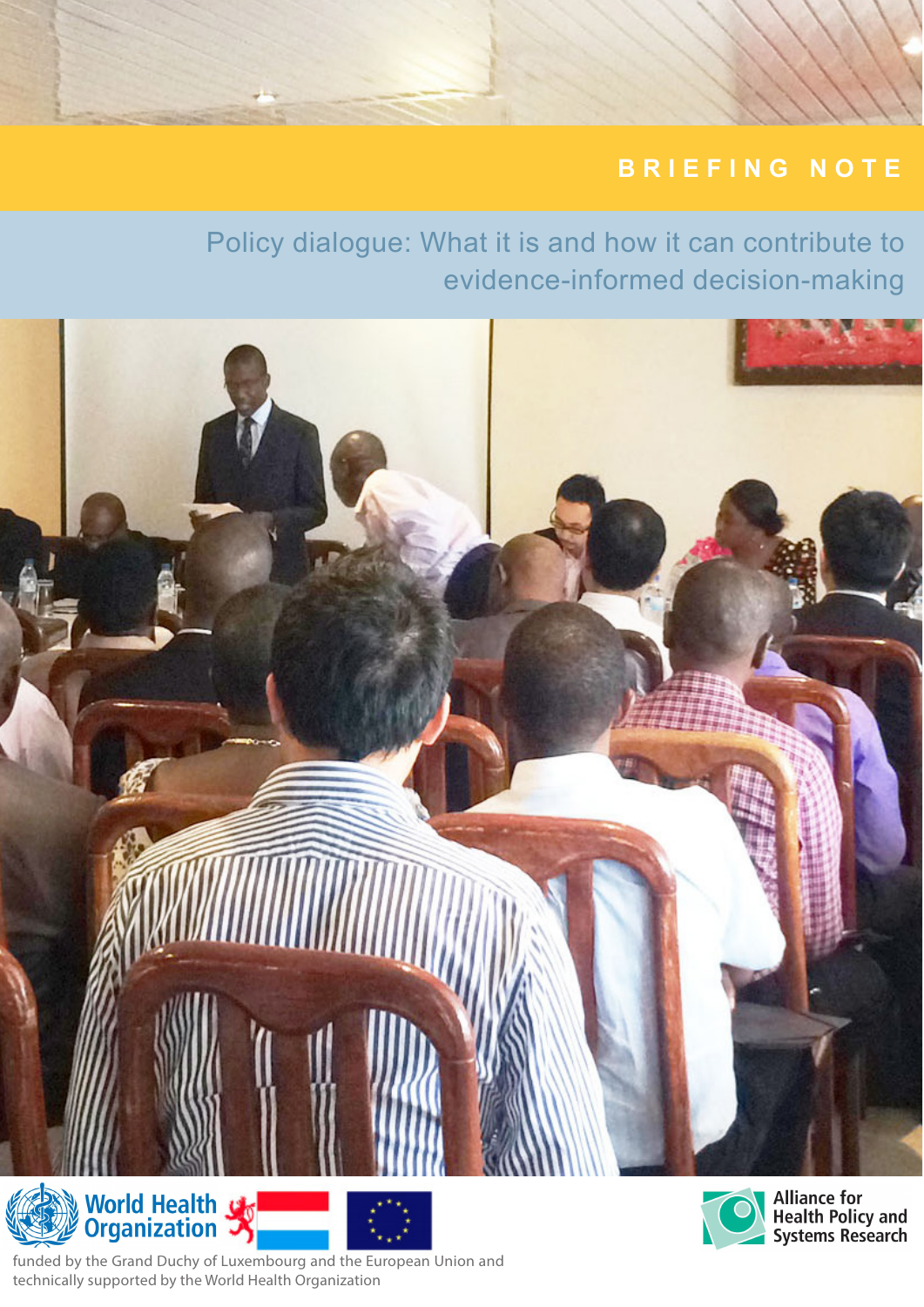BRIEFING NOTE

# Policy dialogue: What it is and how it can contribute to evidence-informed decision-making

World Health Organization

Alliance for Health Policy and Systems Research

funded by the Grand Duchy of Luxembourg and the European Union and technically supported by the World Health Organization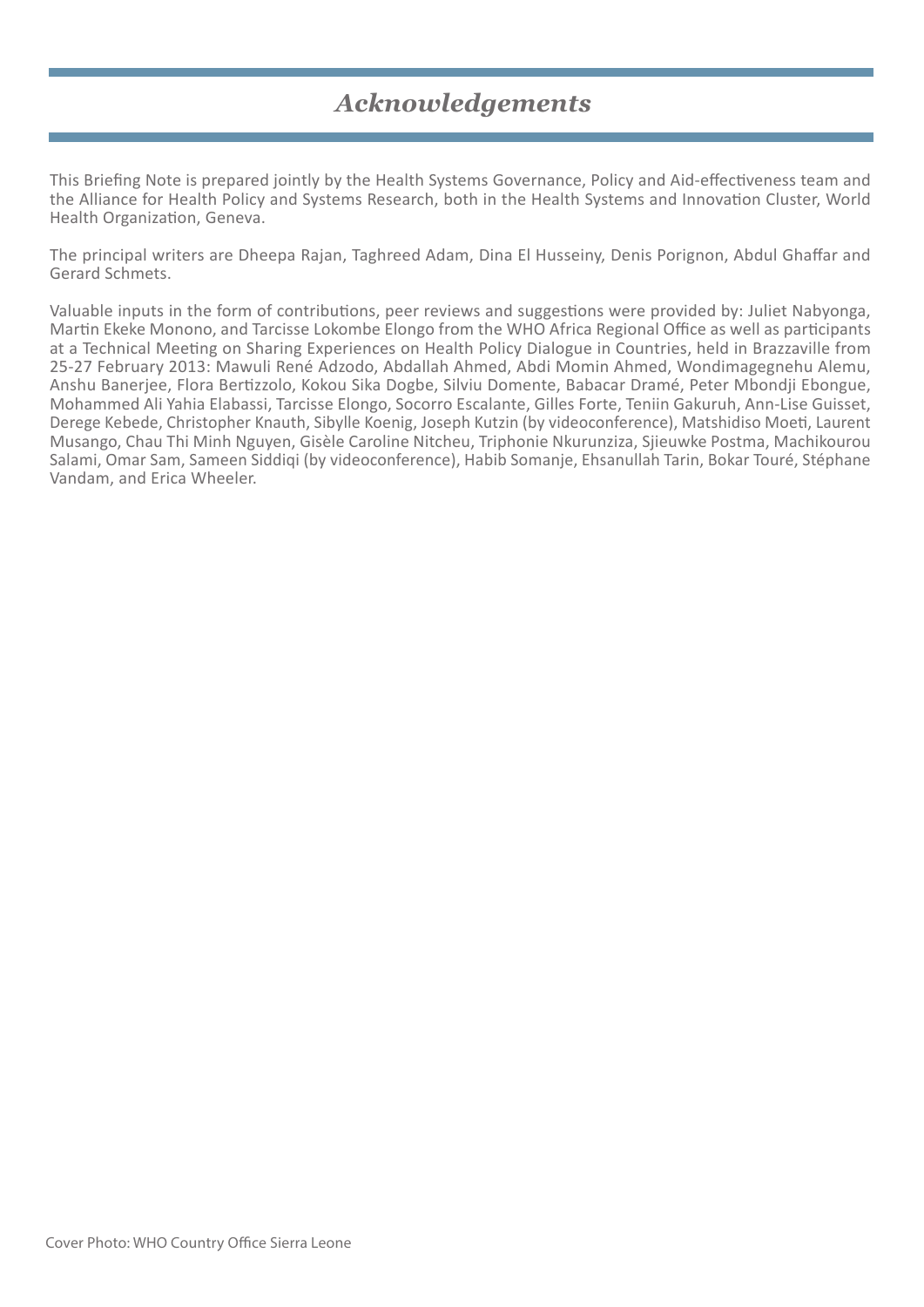# *Acknowledgements*

This Briefing Note is prepared jointly by the Health Systems Governance, Policy and Aid-effectiveness team and the Alliance for Health Policy and Systems Research, both in the Health Systems and Innovation Cluster, World Health Organization, Geneva.

The principal writers are Dheepa Rajan, Taghreed Adam, Dina El Husseiny, Denis Porignon, Abdul Ghaffar and Gerard Schmets.

Valuable inputs in the form of contributions, peer reviews and suggestions were provided by: Juliet Nabyonga, Martin Ekeke Monono, and Tarcisse Lokombe Elongo from the WHO Africa Regional Office as well as participants at a Technical Meeting on Sharing Experiences on Health Policy Dialogue in Countries, held in Brazzaville from 25-27 February 2013: Mawuli René Adzodo, Abdallah Ahmed, Abdi Momin Ahmed, Wondimagegnehu Alemu, Anshu Banerjee, Flora Bertizzolo, Kokou Sika Dogbe, Silviu Domente, Babacar Dramé, Peter Mbondji Ebongue, Mohammed Ali Yahia Elabassi, Tarcisse Elongo, Socorro Escalante, Gilles Forte, Teniin Gakuruh, Ann-Lise Guisset, Derege Kebede, Christopher Knauth, Sibylle Koenig, Joseph Kutzin (by videoconference), Matshidiso Moeti, Laurent Musango, Chau Thi Minh Nguyen, Gisèle Caroline Nitcheu, Triphonie Nkurunziza, Sjieuwke Postma, Machikourou Salami, Omar Sam, Sameen Siddiqi (by videoconference), Habib Somanje, Ehsanullah Tarin, Bokar Touré, Stéphane Vandam, and Erica Wheeler.

Cover Photo: WHO Country Office Sierra Leone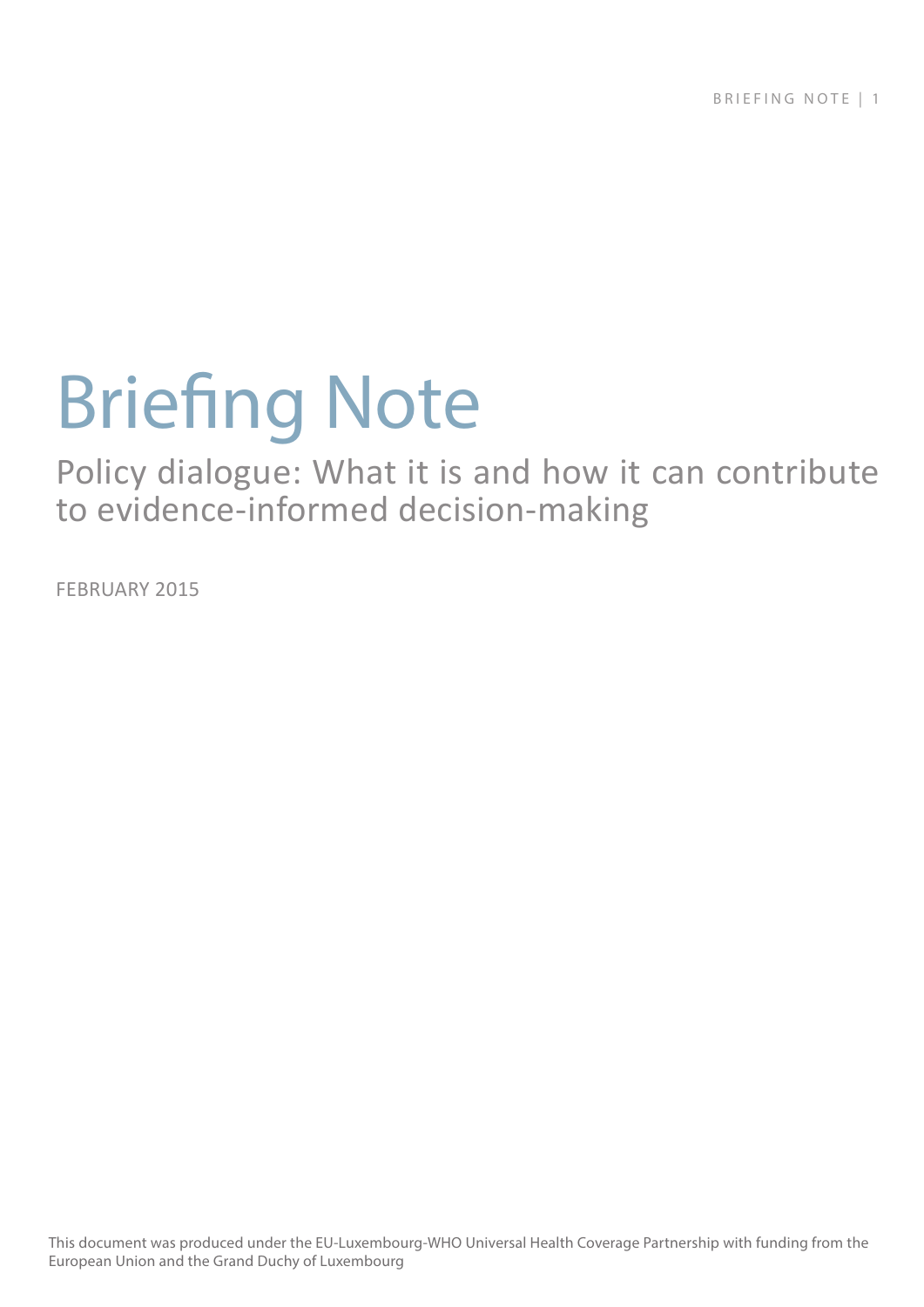# Briefing Note

## Policy dialogue: What it is and how it can contribute to evidence-informed decision-making

FEBRUARY 2015

This document was produced under the EU-Luxembourg-WHO Universal Health Coverage Partnership with funding from the European Union and the Grand Duchy of Luxembourg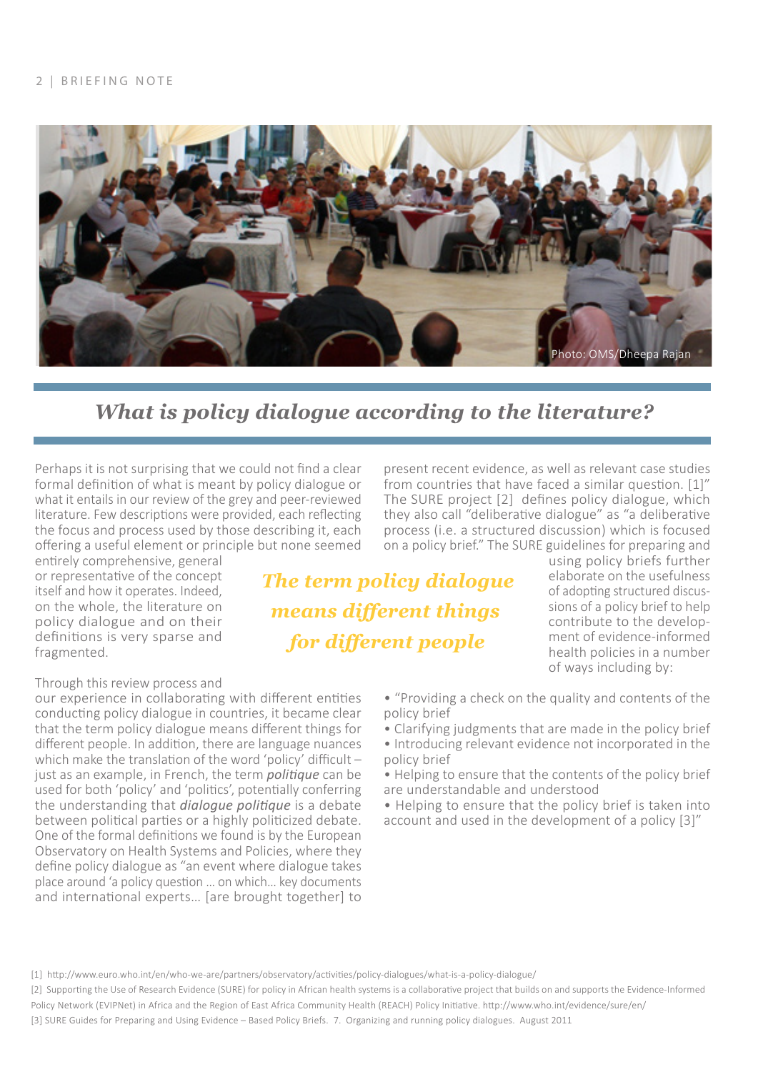Photo: OMS/Dheepa Rajan

## *What is policy dialogue according to the literature?*

Perhaps it is not surprising that we could not find a clear formal definition of what is meant by policy dialogue or what it entails in our review of the grey and peer-reviewed literature. Few descriptions were provided, each reflecting the focus and process used by those describing it, each offering a useful element or principle but none seemed entirely comprehensive, general or representative of the concept itself and how it operates. Indeed, on the whole, the literature on policy dialogue and on their definitions is very sparse and fragmented.

> ***The term policy dialogue means different things for different people***

Through this review process and our experience in collaborating with different entities conducting policy dialogue in countries, it became clear that the term policy dialogue means different things for different people. In addition, there are language nuances which make the translation of the word 'policy' difficult – just as an example, in French, the term ***politique*** can be used for both 'policy' and 'politics', potentially conferring the understanding that ***dialogue politique*** is a debate between political parties or a highly politicized debate. One of the formal definitions we found is by the European Observatory on Health Systems and Policies, where they define policy dialogue as "an event where dialogue takes place around 'a policy question ... on which... key documents and international experts... [are brought together] to present recent evidence, as well as relevant case studies from countries that have faced a similar question. [1]" The SURE project [2] defines policy dialogue, which they also call "deliberative dialogue" as "a deliberative process (i.e. a structured discussion) which is focused on a policy brief." The SURE guidelines for preparing and using policy briefs further elaborate on the usefulness of adopting structured discussions of a policy brief to help contribute to the development of evidence-informed health policies in a number of ways including by:

- "Providing a check on the quality and contents of the policy brief
- Clarifying judgments that are made in the policy brief
- Introducing relevant evidence not incorporated in the policy brief
- Helping to ensure that the contents of the policy brief are understandable and understood
- Helping to ensure that the policy brief is taken into account and used in the development of a policy [3]"

---

[1] http://www.euro.who.int/en/who-we-are/partners/observatory/activities/policy-dialogues/what-is-a-policy-dialogue/

[2] Supporting the Use of Research Evidence (SURE) for policy in African health systems is a collaborative project that builds on and supports the Evidence-Informed Policy Network (EVIPNet) in Africa and the Region of East Africa Community Health (REACH) Policy Initiative. http://www.who.int/evidence/sure/en/

[3] SURE Guides for Preparing and Using Evidence – Based Policy Briefs. 7. Organizing and running policy dialogues. August 2011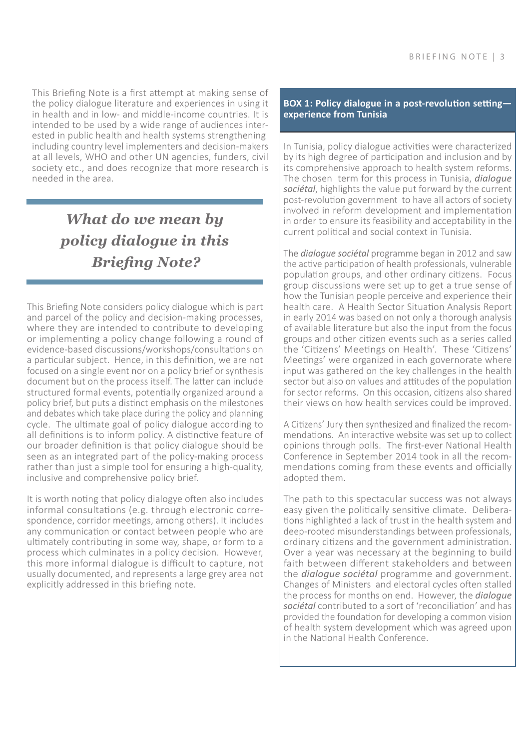This Briefing Note is a first attempt at making sense of the policy dialogue literature and experiences in using it in health and in low- and middle-income countries. It is intended to be used by a wide range of audiences interested in public health and health systems strengthening including country level implementers and decision-makers at all levels, WHO and other UN agencies, funders, civil society etc., and does recognize that more research is needed in the area.

## *What do we mean by policy dialogue in this Briefing Note?*

This Briefing Note considers policy dialogue which is part and parcel of the policy and decision-making processes, where they are intended to contribute to developing or implementing a policy change following a round of evidence-based discussions/workshops/consultations on a particular subject. Hence, in this definition, we are not focused on a single event nor on a policy brief or synthesis document but on the process itself. The latter can include structured formal events, potentially organized around a policy brief, but puts a distinct emphasis on the milestones and debates which take place during the policy and planning cycle. The ultimate goal of policy dialogue according to all definitions is to inform policy. A distinctive feature of our broader definition is that policy dialogue should be seen as an integrated part of the policy-making process rather than just a simple tool for ensuring a high-quality, inclusive and comprehensive policy brief.

It is worth noting that policy dialogye often also includes informal consultations (e.g. through electronic correspondence, corridor meetings, among others). It includes any communication or contact between people who are ultimately contributing in some way, shape, or form to a process which culminates in a policy decision. However, this more informal dialogue is difficult to capture, not usually documented, and represents a large grey area not explicitly addressed in this briefing note.

**BOX 1: Policy dialogue in a post-revolution setting—experience from Tunisia**

In Tunisia, policy dialogue activities were characterized by its high degree of participation and inclusion and by its comprehensive approach to health system reforms. The chosen term for this process in Tunisia, ***dialogue sociétal***, highlights the value put forward by the current post-revolution government to have all actors of society involved in reform development and implementation in order to ensure its feasibility and acceptability in the current political and social context in Tunisia.

The ***dialogue sociétal*** programme began in 2012 and saw the active participation of health professionals, vulnerable population groups, and other ordinary citizens. Focus group discussions were set up to get a true sense of how the Tunisian people perceive and experience their health care. A Health Sector Situation Analysis Report in early 2014 was based on not only a thorough analysis of available literature but also the input from the focus groups and other citizen events such as a series called the 'Citizens' Meetings on Health'. These 'Citizens' Meetings' were organized in each governorate where input was gathered on the key challenges in the health sector but also on values and attitudes of the population for sector reforms. On this occasion, citizens also shared their views on how health services could be improved.

A Citizens' Jury then synthesized and finalized the recommendations. An interactive website was set up to collect opinions through polls. The first-ever National Health Conference in September 2014 took in all the recommendations coming from these events and officially adopted them.

The path to this spectacular success was not always easy given the politically sensitive climate. Deliberations highlighted a lack of trust in the health system and deep-rooted misunderstandings between professionals, ordinary citizens and the government administration. Over a year was necessary at the beginning to build faith between different stakeholders and between the ***dialogue sociétal*** programme and government. Changes of Ministers and electoral cycles often stalled the process for months on end. However, the ***dialogue sociétal*** contributed to a sort of 'reconciliation' and has provided the foundation for developing a common vision of health system development which was agreed upon in the National Health Conference.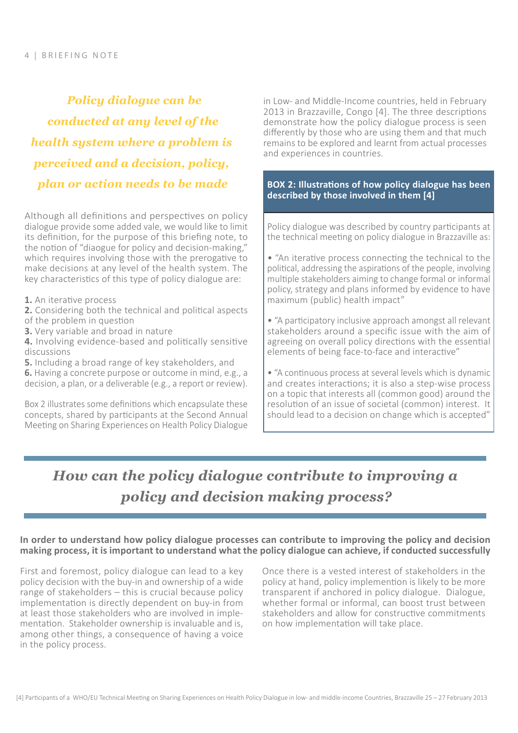*Policy dialogue can be conducted at any level of the health system where a problem is perceived and a decision, policy, plan or action needs to be made*

Although all definitions and perspectives on policy dialogue provide some added vale, we would like to limit its definition, for the purpose of this briefing note, to the notion of "diaogue for policy and decision-making," which requires involving those with the prerogative to make decisions at any level of the health system. The key characteristics of this type of policy dialogue are:

**1.** An iterative process
**2.** Considering both the technical and political aspects of the problem in question
**3.** Very variable and broad in nature
**4.** Involving evidence-based and politically sensitive discussions
**5.** Including a broad range of key stakeholders, and
**6.** Having a concrete purpose or outcome in mind, e.g., a decision, a plan, or a deliverable (e.g., a report or review).

Box 2 illustrates some definitions which encapsulate these concepts, shared by participants at the Second Annual Meeting on Sharing Experiences on Health Policy Dialogue in Low- and Middle-Income countries, held in February 2013 in Brazzaville, Congo [4]. The three descriptions demonstrate how the policy dialogue process is seen differently by those who are using them and that much remains to be explored and learnt from actual processes and experiences in countries.

**BOX 2: Illustrations of how policy dialogue has been described by those involved in them [4]**

Policy dialogue was described by country participants at the technical meeting on policy dialogue in Brazzaville as:

• "An iterative process connecting the technical to the political, addressing the aspirations of the people, involving multiple stakeholders aiming to change formal or informal policy, strategy and plans informed by evidence to have maximum (public) health impact"

• "A participatory inclusive approach amongst all relevant stakeholders around a specific issue with the aim of agreeing on overall policy directions with the essential elements of being face-to-face and interactive"

• "A continuous process at several levels which is dynamic and creates interactions; it is also a step-wise process on a topic that interests all (common good) around the resolution of an issue of societal (common) interest. It should lead to a decision on change which is accepted"

## *How can the policy dialogue contribute to improving a policy and decision making process?*

**In order to understand how policy dialogue processes can contribute to improving the policy and decision making process, it is important to understand what the policy dialogue can achieve, if conducted successfully**

First and foremost, policy dialogue can lead to a key policy decision with the buy-in and ownership of a wide range of stakeholders – this is crucial because policy implementation is directly dependent on buy-in from at least those stakeholders who are involved in implementation. Stakeholder ownership is invaluable and is, among other things, a consequence of having a voice in the policy process.

Once there is a vested interest of stakeholders in the policy at hand, policy implemention is likely to be more transparent if anchored in policy dialogue. Dialogue, whether formal or informal, can boost trust between stakeholders and allow for constructive commitments on how implementation will take place.

[4] Participants of a WHO/EU Technical Meeting on Sharing Experiences on Health Policy Dialogue in low- and middle-income Countries, Brazzaville 25 – 27 February 2013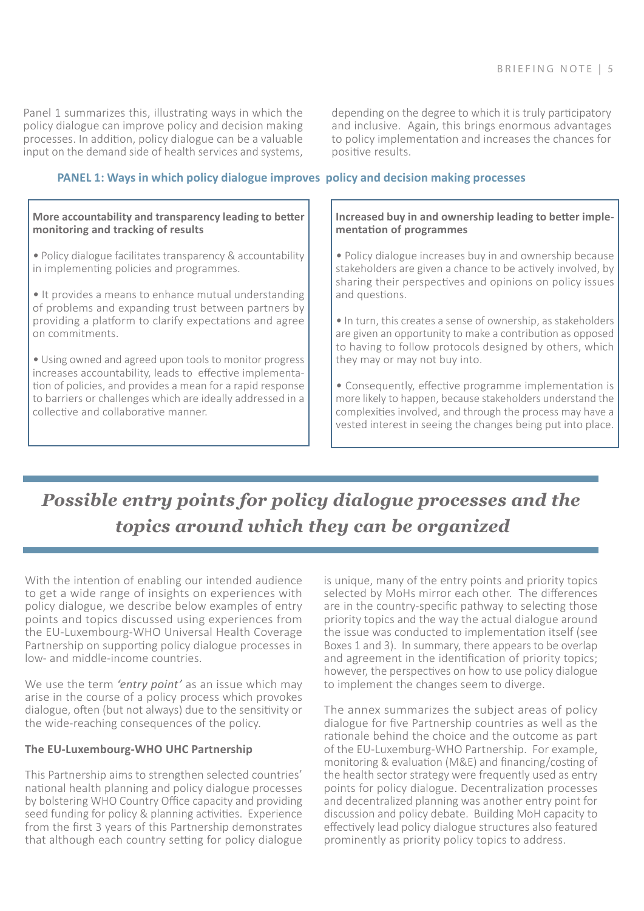Panel 1 summarizes this, illustrating ways in which the policy dialogue can improve policy and decision making processes. In addition, policy dialogue can be a valuable input on the demand side of health services and systems, depending on the degree to which it is truly participatory and inclusive. Again, this brings enormous advantages to policy implementation and increases the chances for positive results.

**PANEL 1: Ways in which policy dialogue improves policy and decision making processes**

**More accountability and transparency leading to better monitoring and tracking of results**

- Policy dialogue facilitates transparency & accountability in implementing policies and programmes.
- It provides a means to enhance mutual understanding of problems and expanding trust between partners by providing a platform to clarify expectations and agree on commitments.
- Using owned and agreed upon tools to monitor progress increases accountability, leads to effective implementation of policies, and provides a mean for a rapid response to barriers or challenges which are ideally addressed in a collective and collaborative manner.

**Increased buy in and ownership leading to better implementation of programmes**

- Policy dialogue increases buy in and ownership because stakeholders are given a chance to be actively involved, by sharing their perspectives and opinions on policy issues and questions.
- In turn, this creates a sense of ownership, as stakeholders are given an opportunity to make a contribution as opposed to having to follow protocols designed by others, which they may or may not buy into.
- Consequently, effective programme implementation is more likely to happen, because stakeholders understand the complexities involved, and through the process may have a vested interest in seeing the changes being put into place.

## *Possible entry points for policy dialogue processes and the topics around which they can be organized*

With the intention of enabling our intended audience to get a wide range of insights on experiences with policy dialogue, we describe below examples of entry points and topics discussed using experiences from the EU-Luxembourg-WHO Universal Health Coverage Partnership on supporting policy dialogue processes in low- and middle-income countries.

We use the term *'entry point'* as an issue which may arise in the course of a policy process which provokes dialogue, often (but not always) due to the sensitivity or the wide-reaching consequences of the policy.

**The EU-Luxembourg-WHO UHC Partnership**

This Partnership aims to strengthen selected countries' national health planning and policy dialogue processes by bolstering WHO Country Office capacity and providing seed funding for policy & planning activities. Experience from the first 3 years of this Partnership demonstrates that although each country setting for policy dialogue is unique, many of the entry points and priority topics selected by MoHs mirror each other. The differences are in the country-specific pathway to selecting those priority topics and the way the actual dialogue around the issue was conducted to implementation itself (see Boxes 1 and 3). In summary, there appears to be overlap and agreement in the identification of priority topics; however, the perspectives on how to use policy dialogue to implement the changes seem to diverge.

The annex summarizes the subject areas of policy dialogue for five Partnership countries as well as the rationale behind the choice and the outcome as part of the EU-Luxemburg-WHO Partnership. For example, monitoring & evaluation (M&E) and financing/costing of the health sector strategy were frequently used as entry points for policy dialogue. Decentralization processes and decentralized planning was another entry point for discussion and policy debate. Building MoH capacity to effectively lead policy dialogue structures also featured prominently as priority policy topics to address.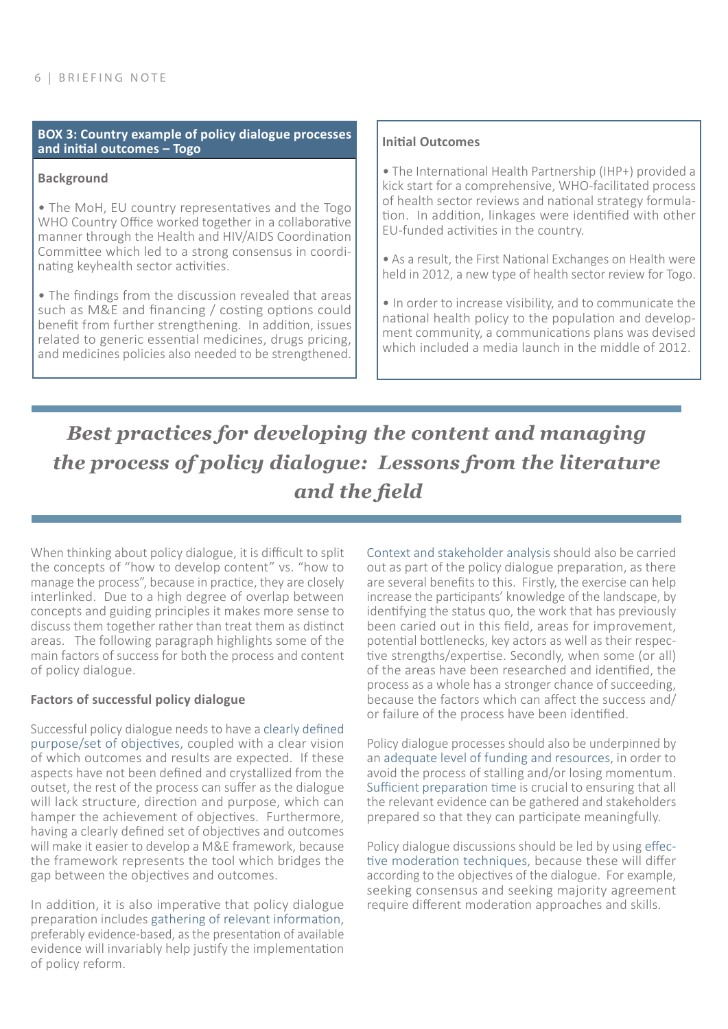**BOX 3: Country example of policy dialogue processes and initial outcomes – Togo**

**Background**

- The MoH, EU country representatives and the Togo WHO Country Office worked together in a collaborative manner through the Health and HIV/AIDS Coordination Committee which led to a strong consensus in coordinating keyhealth sector activities.
- The findings from the discussion revealed that areas such as M&E and financing / costing options could benefit from further strengthening. In addition, issues related to generic essential medicines, drugs pricing, and medicines policies also needed to be strengthened.

**Initial Outcomes**

- The International Health Partnership (IHP+) provided a kick start for a comprehensive, WHO-facilitated process of health sector reviews and national strategy formulation. In addition, linkages were identified with other EU-funded activities in the country.
- As a result, the First National Exchanges on Health were held in 2012, a new type of health sector review for Togo.
- In order to increase visibility, and to communicate the national health policy to the population and development community, a communications plans was devised which included a media launch in the middle of 2012.

## *Best practices for developing the content and managing the process of policy dialogue: Lessons from the literature and the field*

When thinking about policy dialogue, it is difficult to split the concepts of "how to develop content" vs. "how to manage the process", because in practice, they are closely interlinked. Due to a high degree of overlap between concepts and guiding principles it makes more sense to discuss them together rather than treat them as distinct areas. The following paragraph highlights some of the main factors of success for both the process and content of policy dialogue.

### Factors of successful policy dialogue

Successful policy dialogue needs to have a clearly defined purpose/set of objectives, coupled with a clear vision of which outcomes and results are expected. If these aspects have not been defined and crystallized from the outset, the rest of the process can suffer as the dialogue will lack structure, direction and purpose, which can hamper the achievement of objectives. Furthermore, having a clearly defined set of objectives and outcomes will make it easier to develop a M&E framework, because the framework represents the tool which bridges the gap between the objectives and outcomes.

In addition, it is also imperative that policy dialogue preparation includes gathering of relevant information, preferably evidence-based, as the presentation of available evidence will invariably help justify the implementation of policy reform.

Context and stakeholder analysis should also be carried out as part of the policy dialogue preparation, as there are several benefits to this. Firstly, the exercise can help increase the participants' knowledge of the landscape, by identifying the status quo, the work that has previously been caried out in this field, areas for improvement, potential bottlenecks, key actors as well as their respective strengths/expertise. Secondly, when some (or all) of the areas have been researched and identified, the process as a whole has a stronger chance of succeeding, because the factors which can affect the success and/or failure of the process have been identified.

Policy dialogue processes should also be underpinned by an adequate level of funding and resources, in order to avoid the process of stalling and/or losing momentum. Sufficient preparation time is crucial to ensuring that all the relevant evidence can be gathered and stakeholders prepared so that they can participate meaningfully.

Policy dialogue discussions should be led by using effective moderation techniques, because these will differ according to the objectives of the dialogue. For example, seeking consensus and seeking majority agreement require different moderation approaches and skills.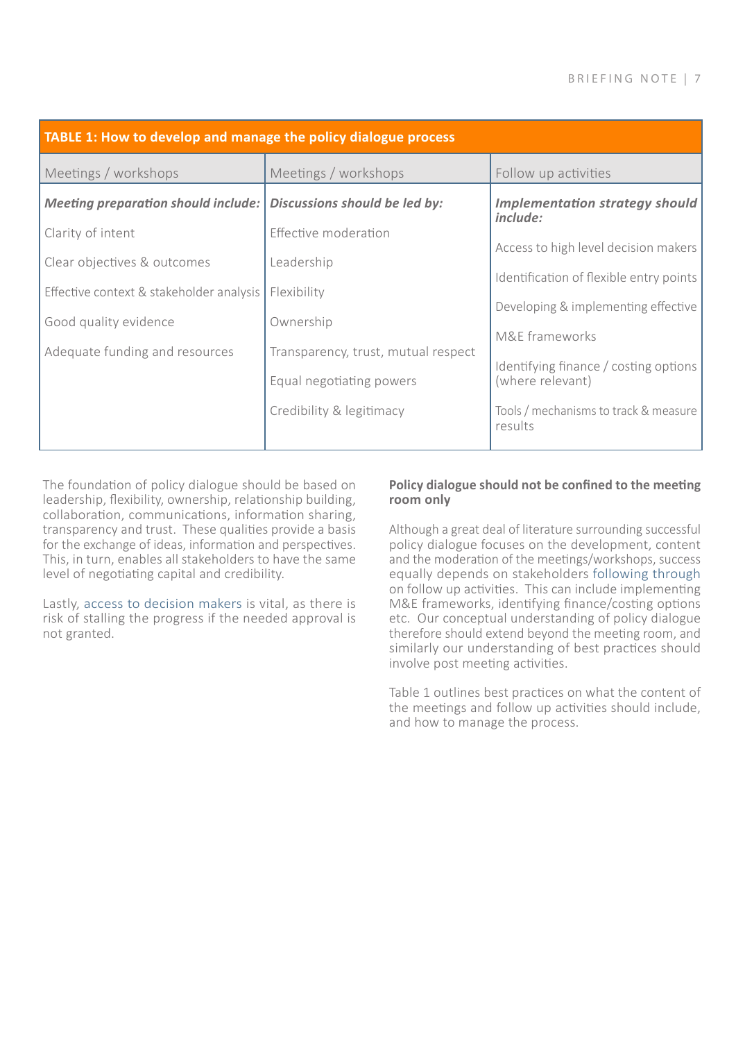**TABLE 1: How to develop and manage the policy dialogue process**

| Meetings / workshops | Meetings / workshops | Follow up activities |
|---|---|---|
| ***Meeting preparation should include:*** | ***Discussions should be led by:*** | ***Implementation strategy should include:*** |
| Clarity of intent | Effective moderation | Access to high level decision makers |
| Clear objectives & outcomes | Leadership | Identification of flexible entry points |
| Effective context & stakeholder analysis | Flexibility | Developing & implementing effective M&E frameworks |
| Good quality evidence | Ownership | Identifying finance / costing options (where relevant) |
| Adequate funding and resources | Transparency, trust, mutual respect | Tools / mechanisms to track & measure results |
| | Equal negotiating powers | |
| | Credibility & legitimacy | |

The foundation of policy dialogue should be based on leadership, flexibility, ownership, relationship building, collaboration, communications, information sharing, transparency and trust. These qualities provide a basis for the exchange of ideas, information and perspectives. This, in turn, enables all stakeholders to have the same level of negotiating capital and credibility.

Lastly, access to decision makers is vital, as there is risk of stalling the progress if the needed approval is not granted.

**Policy dialogue should not be confined to the meeting room only**

Although a great deal of literature surrounding successful policy dialogue focuses on the development, content and the moderation of the meetings/workshops, success equally depends on stakeholders following through on follow up activities. This can include implementing M&E frameworks, identifying finance/costing options etc. Our conceptual understanding of policy dialogue therefore should extend beyond the meeting room, and similarly our understanding of best practices should involve post meeting activities.

Table 1 outlines best practices on what the content of the meetings and follow up activities should include, and how to manage the process.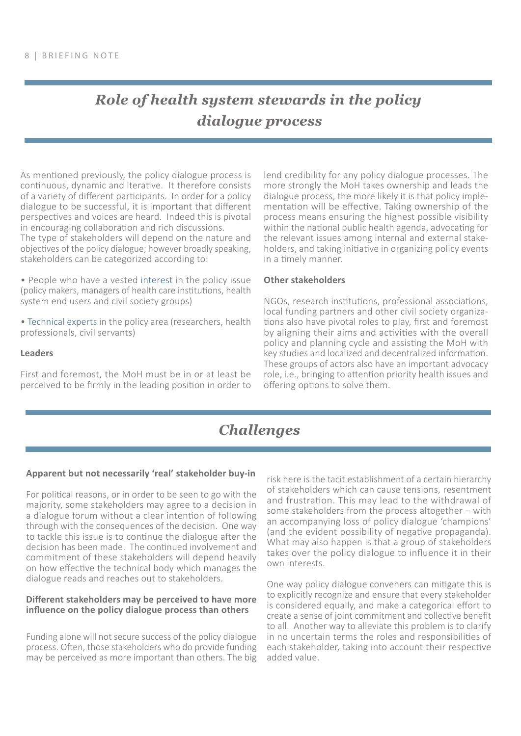## *Role of health system stewards in the policy dialogue process*

As mentioned previously, the policy dialogue process is continuous, dynamic and iterative. It therefore consists of a variety of different participants. In order for a policy dialogue to be successful, it is important that different perspectives and voices are heard. Indeed this is pivotal in encouraging collaboration and rich discussions.
The type of stakeholders will depend on the nature and objectives of the policy dialogue; however broadly speaking, stakeholders can be categorized according to:

- People who have a vested interest in the policy issue (policy makers, managers of health care institutions, health system end users and civil society groups)
- Technical experts in the policy area (researchers, health professionals, civil servants)

**Leaders**

First and foremost, the MoH must be in or at least be perceived to be firmly in the leading position in order to lend credibility for any policy dialogue processes. The more strongly the MoH takes ownership and leads the dialogue process, the more likely it is that policy implementation will be effective. Taking ownership of the process means ensuring the highest possible visibility within the national public health agenda, advocating for the relevant issues among internal and external stakeholders, and taking initiative in organizing policy events in a timely manner.

**Other stakeholders**

NGOs, research institutions, professional associations, local funding partners and other civil society organizations also have pivotal roles to play, first and foremost by aligning their aims and activities with the overall policy and planning cycle and assisting the MoH with key studies and localized and decentralized information. These groups of actors also have an important advocacy role, i.e., bringing to attention priority health issues and offering options to solve them.

## *Challenges*

**Apparent but not necessarily 'real' stakeholder buy-in**

For political reasons, or in order to be seen to go with the majority, some stakeholders may agree to a decision in a dialogue forum without a clear intention of following through with the consequences of the decision. One way to tackle this issue is to continue the dialogue after the decision has been made. The continued involvement and commitment of these stakeholders will depend heavily on how effective the technical body which manages the dialogue reads and reaches out to stakeholders.

**Different stakeholders may be perceived to have more influence on the policy dialogue process than others**

Funding alone will not secure success of the policy dialogue process. Often, those stakeholders who do provide funding may be perceived as more important than others. The big risk here is the tacit establishment of a certain hierarchy of stakeholders which can cause tensions, resentment and frustration. This may lead to the withdrawal of some stakeholders from the process altogether – with an accompanying loss of policy dialogue 'champions' (and the evident possibility of negative propaganda). What may also happen is that a group of stakeholders takes over the policy dialogue to influence it in their own interests.

One way policy dialogue conveners can mitigate this is to explicitly recognize and ensure that every stakeholder is considered equally, and make a categorical effort to create a sense of joint commitment and collective benefit to all. Another way to alleviate this problem is to clarify in no uncertain terms the roles and responsibilities of each stakeholder, taking into account their respective added value.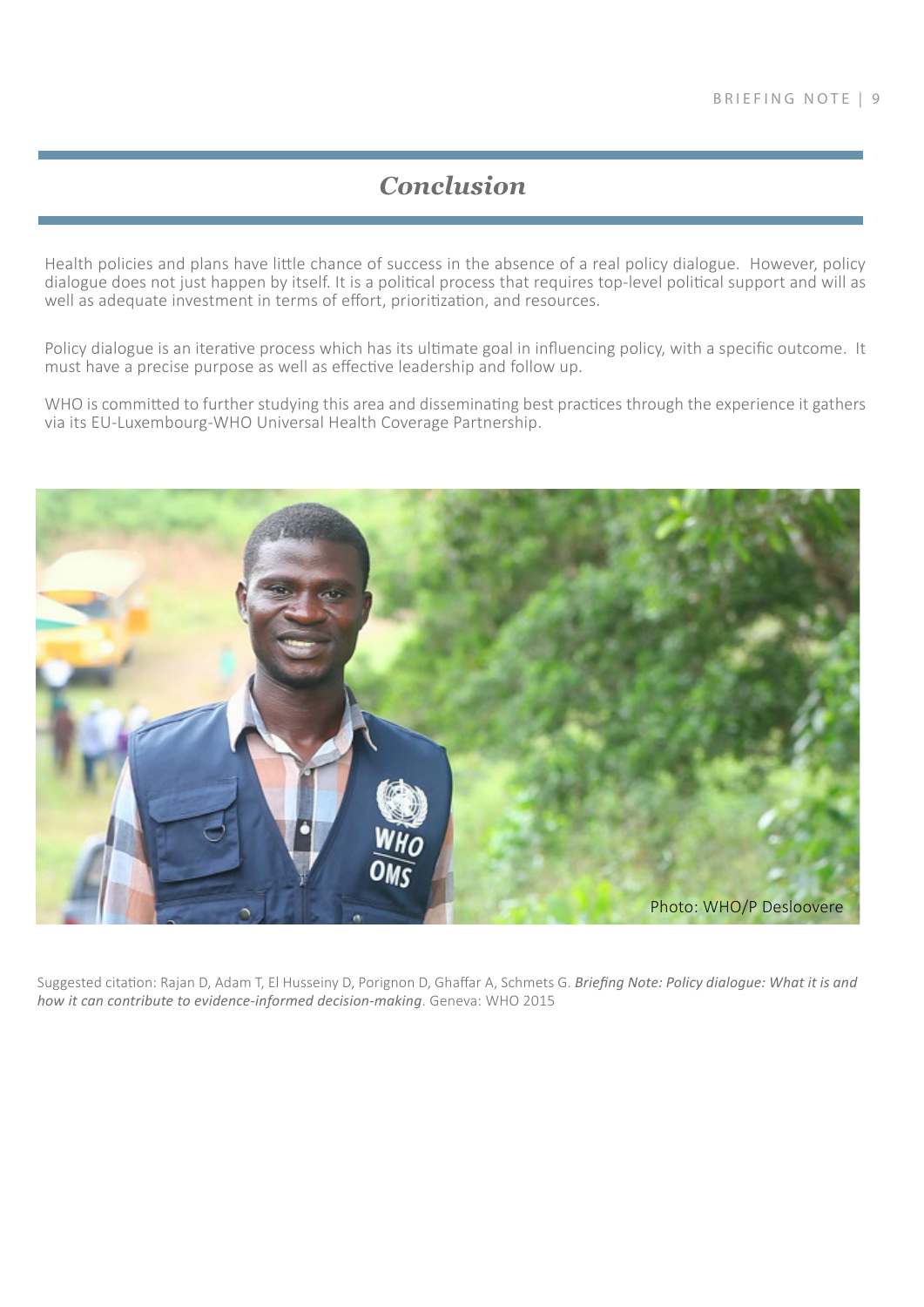## Conclusion

Health policies and plans have little chance of success in the absence of a real policy dialogue. However, policy dialogue does not just happen by itself. It is a political process that requires top-level political support and will as well as adequate investment in terms of effort, prioritization, and resources.

Policy dialogue is an iterative process which has its ultimate goal in influencing policy, with a specific outcome. It must have a precise purpose as well as effective leadership and follow up.

WHO is committed to further studying this area and disseminating best practices through the experience it gathers via its EU-Luxembourg-WHO Universal Health Coverage Partnership.

Photo: WHO/P Desloovere

Suggested citation: Rajan D, Adam T, El Husseiny D, Porignon D, Ghaffar A, Schmets G. ***Briefing Note: Policy dialogue: What it is and how it can contribute to evidence-informed decision-making***. Geneva: WHO 2015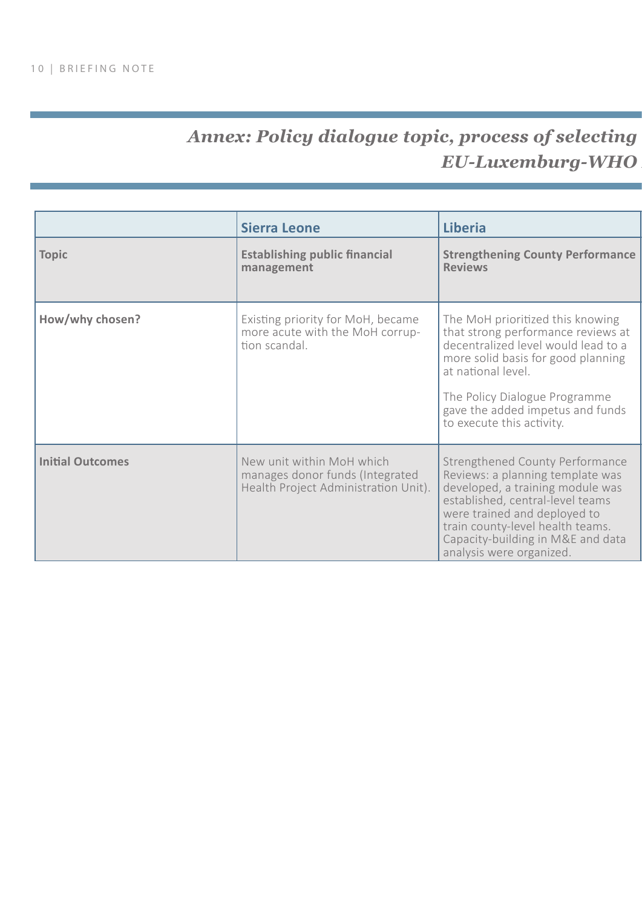## *Annex: Policy dialogue topic, process of selecting EU-Luxemburg-WHO*

| | Sierra Leone | Liberia |
|---|---|---|
| **Topic** | **Establishing public financial management** | **Strengthening County Performance Reviews** |
| **How/why chosen?** | Existing priority for MoH, became more acute with the MoH corruption scandal. | The MoH prioritized this knowing that strong performance reviews at decentralized level would lead to a more solid basis for good planning at national level.<br><br>The Policy Dialogue Programme gave the added impetus and funds to execute this activity. |
| **Initial Outcomes** | New unit within MoH which manages donor funds (Integrated Health Project Administration Unit). | Strengthened County Performance Reviews: a planning template was developed, a training module was established, central-level teams were trained and deployed to train county-level health teams. Capacity-building in M&E and data analysis were organized. |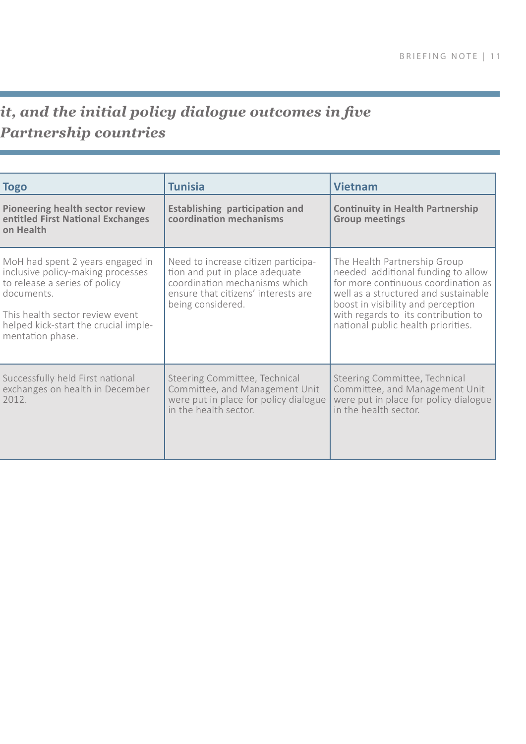## *it, and the initial policy dialogue outcomes in five Partnership countries*

| Togo | Tunisia | Vietnam |
|---|---|---|
| **Pioneering health sector review entitled First National Exchanges on Health** | **Establishing participation and coordination mechanisms** | **Continuity in Health Partnership Group meetings** |
| MoH had spent 2 years engaged in inclusive policy-making processes to release a series of policy documents.<br><br>This health sector review event helped kick-start the crucial implementation phase. | Need to increase citizen participation and put in place adequate coordination mechanisms which ensure that citizens' interests are being considered. | The Health Partnership Group needed additional funding to allow for more continuous coordination as well as a structured and sustainable boost in visibility and perception with regards to its contribution to national public health priorities. |
| Successfully held First national exchanges on health in December 2012. | Steering Committee, Technical Committee, and Management Unit were put in place for policy dialogue in the health sector. | Steering Committee, Technical Committee, and Management Unit were put in place for policy dialogue in the health sector. |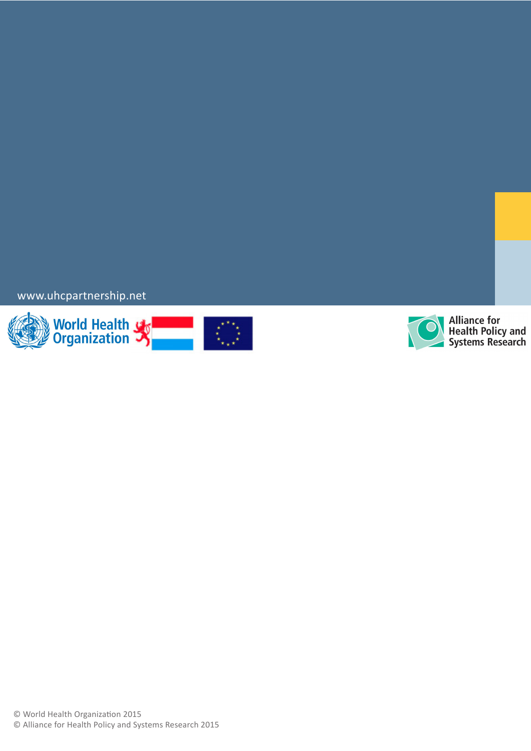www.uhcpartnership.net

World Health Organization

Alliance for Health Policy and Systems Research

© World Health Organization 2015
© Alliance for Health Policy and Systems Research 2015